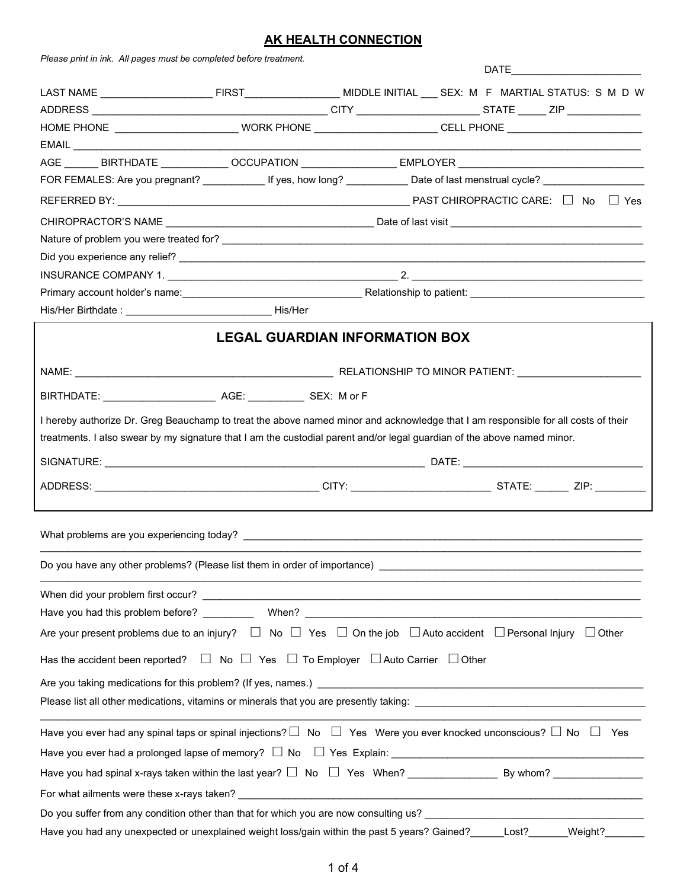# AK HEALTH CONNECTION

*Please print in ink. All pages must be completed before treatment.*

DATE______________________

LAST NAME ___________________ FIRST________________ MIDDLE INITIAL ___ SEX: M F MARTIAL STATUS: S M D W

ADDRESS ________________________________________ CITY _____________________ STATE _____ ZIP ____________

HOME PHONE _____________________ WORK PHONE _____________________ CELL PHONE _______________________

EMAIL ___________________________________________________________________________________________

AGE ______ BIRTHDATE ___________ OCCUPATION ________________ EMPLOYER ________________________________

FOR FEMALES: Are you pregnant? ___________ If yes, how long? ___________ Date of last menstrual cycle? _________________

REFERRED BY: ____________________________________________________ PAST CHIROPRACTIC CARE: ☐ No ☐ Yes

CHIROPRACTOR'S NAME ____________________________________ Date of last visit _________________________________

Nature of problem you were treated for? ____________________________________________________________________

Did you experience any relief? __________________________________________________________________________

INSURANCE COMPANY 1. _________________________________________ 2. _________________________________________

Primary account holder's name:________________________________ Relationship to patient: ______________________________

His/Her Birthdate : __________________________ His/Her

## LEGAL GUARDIAN INFORMATION BOX

NAME: ______________________________________________ RELATIONSHIP TO MINOR PATIENT: _____________________

BIRTHDATE: ___________________ AGE: __________ SEX: M or F

I hereby authorize Dr. Greg Beauchamp to treat the above named minor and acknowledge that I am responsible for all costs of their treatments. I also swear by my signature that I am the custodial parent and/or legal guardian of the above named minor.

SIGNATURE: _________________________________________________________ DATE: _______________________________

ADDRESS: _______________________________________ CITY: ________________________ STATE: ______ ZIP: _________

---

What problems are you experiencing today? ________________________________________________________________

Do you have any other problems? (Please list them in order of importance) ____________________________________________

When did your problem first occur? _______________________________________________________________________

Have you had this problem before? _________ When? ________________________________________________________

Are your present problems due to an injury? ☐ No ☐ Yes ☐ On the job ☐ Auto accident ☐ Personal Injury ☐ Other

Has the accident been reported? ☐ No ☐ Yes ☐ To Employer ☐ Auto Carrier ☐ Other

Are you taking medications for this problem? (If yes, names.) ____________________________________________________

Please list all other medications, vitamins or minerals that you are presently taking: ______________________________________

Have you ever had any spinal taps or spinal injections? ☐ No ☐ Yes Were you ever knocked unconscious? ☐ No ☐ Yes

Have you ever had a prolonged lapse of memory? ☐ No ☐ Yes Explain: ____________________________________________

Have you had spinal x-rays taken within the last year? ☐ No ☐ Yes When? _______________ By whom? _______________

For what ailments were these x-rays taken? _________________________________________________________________

Do you suffer from any condition other than that for which you are now consulting us? ______________________________________

Have you had any unexpected or unexplained weight loss/gain within the past 5 years? Gained?______Lost?_______Weight?_______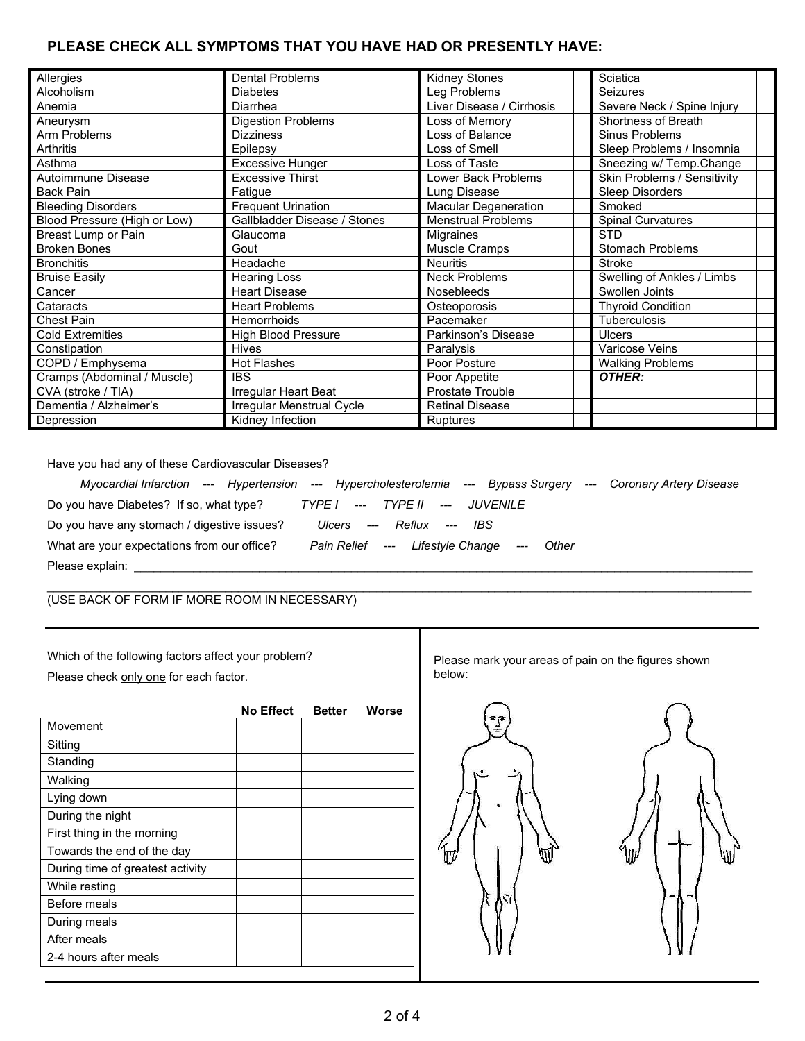## PLEASE CHECK ALL SYMPTOMS THAT YOU HAVE HAD OR PRESENTLY HAVE:

| | | | | | | | |
|---|---|---|---|---|---|---|---|
| Allergies | | Dental Problems | | Kidney Stones | | Sciatica | |
| Alcoholism | | Diabetes | | Leg Problems | | Seizures | |
| Anemia | | Diarrhea | | Liver Disease / Cirrhosis | | Severe Neck / Spine Injury | |
| Aneurysm | | Digestion Problems | | Loss of Memory | | Shortness of Breath | |
| Arm Problems | | Dizziness | | Loss of Balance | | Sinus Problems | |
| Arthritis | | Epilepsy | | Loss of Smell | | Sleep Problems / Insomnia | |
| Asthma | | Excessive Hunger | | Loss of Taste | | Sneezing w/ Temp.Change | |
| Autoimmune Disease | | Excessive Thirst | | Lower Back Problems | | Skin Problems / Sensitivity | |
| Back Pain | | Fatigue | | Lung Disease | | Sleep Disorders | |
| Bleeding Disorders | | Frequent Urination | | Macular Degeneration | | Smoked | |
| Blood Pressure (High or Low) | | Gallbladder Disease / Stones | | Menstrual Problems | | Spinal Curvatures | |
| Breast Lump or Pain | | Glaucoma | | Migraines | | STD | |
| Broken Bones | | Gout | | Muscle Cramps | | Stomach Problems | |
| Bronchitis | | Headache | | Neuritis | | Stroke | |
| Bruise Easily | | Hearing Loss | | Neck Problems | | Swelling of Ankles / Limbs | |
| Cancer | | Heart Disease | | Nosebleeds | | Swollen Joints | |
| Cataracts | | Heart Problems | | Osteoporosis | | Thyroid Condition | |
| Chest Pain | | Hemorrhoids | | Pacemaker | | Tuberculosis | |
| Cold Extremities | | High Blood Pressure | | Parkinson's Disease | | Ulcers | |
| Constipation | | Hives | | Paralysis | | Varicose Veins | |
| COPD / Emphysema | | Hot Flashes | | Poor Posture | | Walking Problems | |
| Cramps (Abdominal / Muscle) | | IBS | | Poor Appetite | | ***OTHER:*** | |
| CVA (stroke / TIA) | | Irregular Heart Beat | | Prostate Trouble | | | |
| Dementia / Alzheimer's | | Irregular Menstrual Cycle | | Retinal Disease | | | |
| Depression | | Kidney Infection | | Ruptures | | | |

Have you had any of these Cardiovascular Diseases?

*Myocardial Infarction --- Hypertension --- Hypercholesterolemia --- Bypass Surgery --- Coronary Artery Disease*

Do you have Diabetes? If so, what type? *TYPE I --- TYPE II --- JUVENILE*

Do you have any stomach / digestive issues? *Ulcers --- Reflux --- IBS*

What are your expectations from our office? *Pain Relief --- Lifestyle Change --- Other*

Please explain: ______________________________________________________________________________

______________________________________________________________________________

(USE BACK OF FORM IF MORE ROOM IN NECESSARY)

Which of the following factors affect your problem?

Please check only one for each factor.

| | No Effect | Better | Worse |
|---|---|---|---|
| Movement | | | |
| Sitting | | | |
| Standing | | | |
| Walking | | | |
| Lying down | | | |
| During the night | | | |
| First thing in the morning | | | |
| Towards the end of the day | | | |
| During time of greatest activity | | | |
| While resting | | | |
| Before meals | | | |
| During meals | | | |
| After meals | | | |
| 2-4 hours after meals | | | |

Please mark your areas of pain on the figures shown below: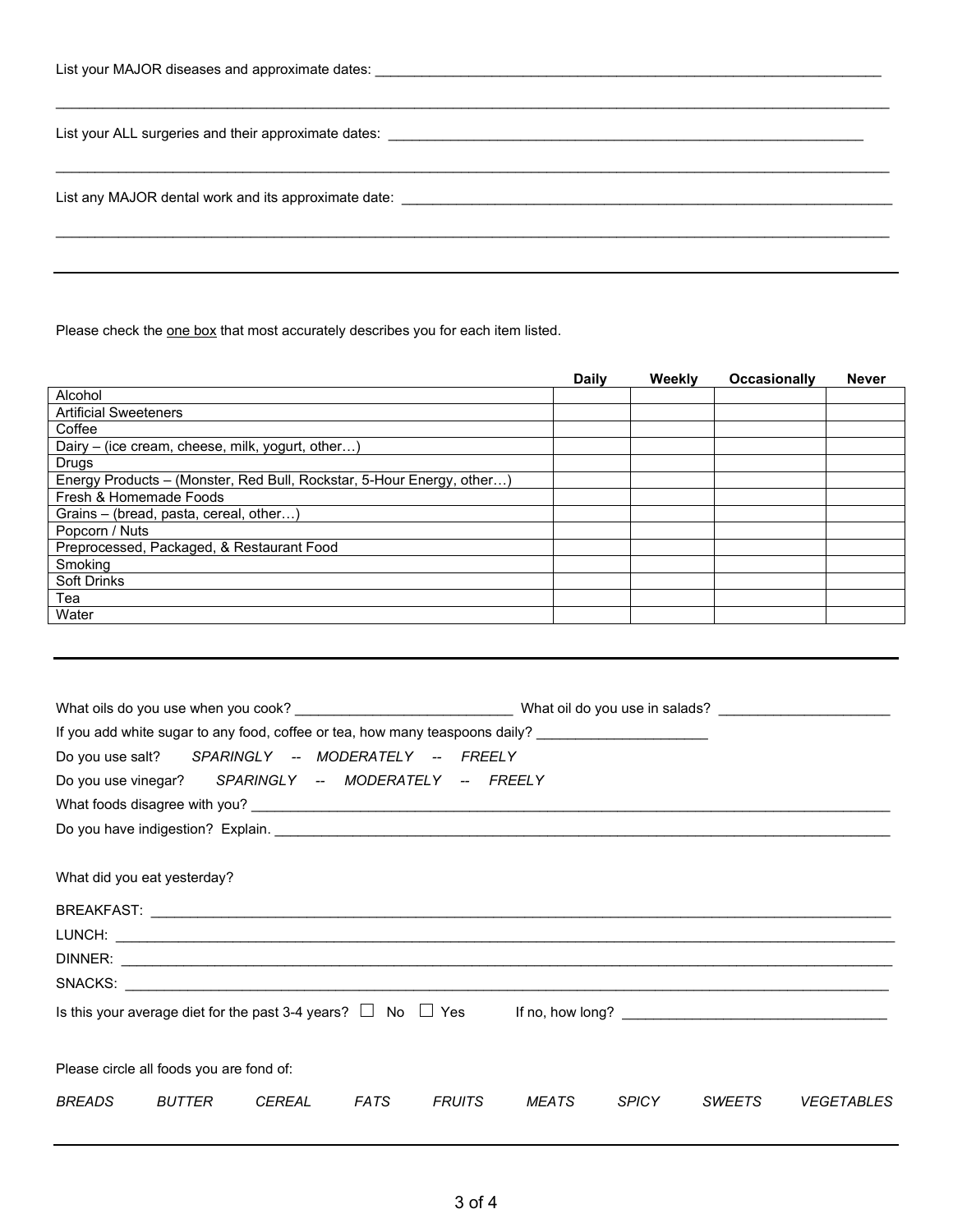List your MAJOR diseases and approximate dates: ___________________________________________________________________

_______________________________________________________________________________________________________

List your ALL surgeries and their approximate dates: ______________________________________________________________

_______________________________________________________________________________________________________

List any MAJOR dental work and its approximate date: _____________________________________________________________

_______________________________________________________________________________________________________

---

Please check the one box that most accurately describes you for each item listed.

| | Daily | Weekly | Occasionally | Never |
|---|---|---|---|---|
| Alcohol | | | | |
| Artificial Sweeteners | | | | |
| Coffee | | | | |
| Dairy – (ice cream, cheese, milk, yogurt, other…) | | | | |
| Drugs | | | | |
| Energy Products – (Monster, Red Bull, Rockstar, 5-Hour Energy, other…) | | | | |
| Fresh & Homemade Foods | | | | |
| Grains – (bread, pasta, cereal, other…) | | | | |
| Popcorn / Nuts | | | | |
| Preprocessed, Packaged, & Restaurant Food | | | | |
| Smoking | | | | |
| Soft Drinks | | | | |
| Tea | | | | |
| Water | | | | |

---

What oils do you use when you cook? ___________________________ What oil do you use in salads? _____________________

If you add white sugar to any food, coffee or tea, how many teaspoons daily? _____________________

Do you use salt? *SPARINGLY -- MODERATELY -- FREELY*

Do you use vinegar? *SPARINGLY -- MODERATELY -- FREELY*

What foods disagree with you? _____________________________________________________________________________

Do you have indigestion? Explain. __________________________________________________________________________

What did you eat yesterday?

BREAKFAST: _____________________________________________________________________________________

LUNCH: _________________________________________________________________________________________

DINNER: ________________________________________________________________________________________

SNACKS: ________________________________________________________________________________________

Is this your average diet for the past 3-4 years? ☐ No ☐ Yes If no, how long? _________________________________

Please circle all foods you are fond of:

*BREADS BUTTER CEREAL FATS FRUITS MEATS SPICY SWEETS VEGETABLES*

---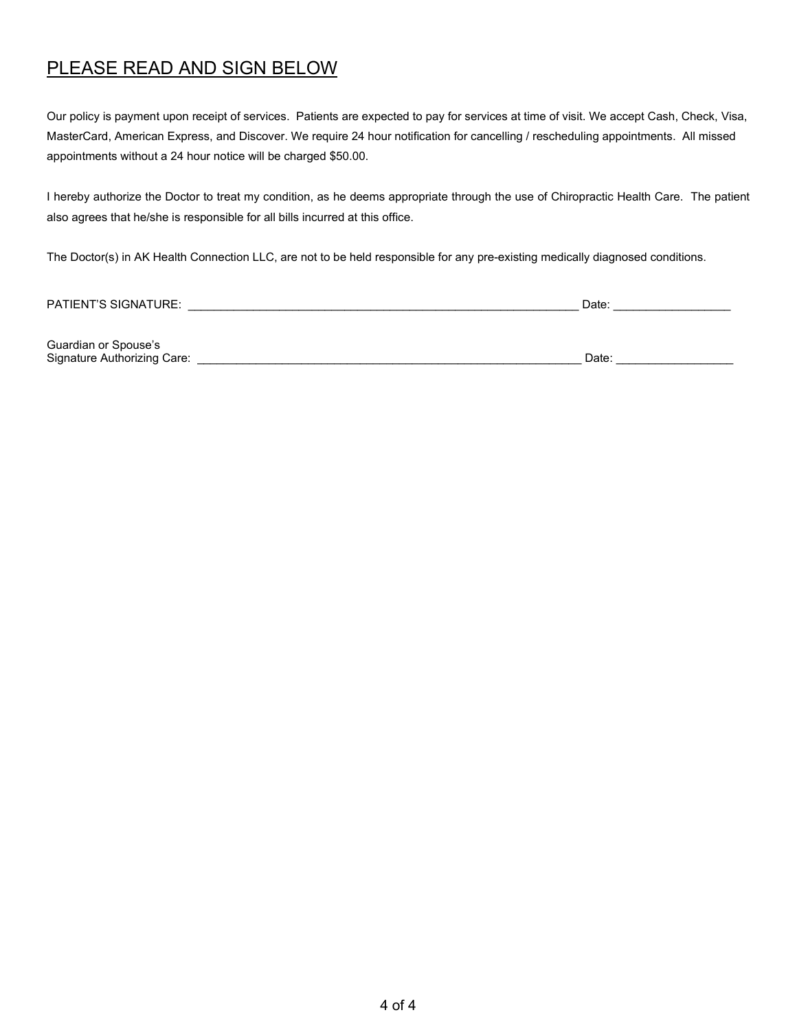## PLEASE READ AND SIGN BELOW

Our policy is payment upon receipt of services. Patients are expected to pay for services at time of visit. We accept Cash, Check, Visa, MasterCard, American Express, and Discover. We require 24 hour notification for cancelling / rescheduling appointments. All missed appointments without a 24 hour notice will be charged $50.00.

I hereby authorize the Doctor to treat my condition, as he deems appropriate through the use of Chiropractic Health Care. The patient also agrees that he/she is responsible for all bills incurred at this office.

The Doctor(s) in AK Health Connection LLC, are not to be held responsible for any pre-existing medically diagnosed conditions.

PATIENT'S SIGNATURE: _______________________________________________________________ Date: __________________

Guardian or Spouse's
Signature Authorizing Care: _____________________________________________________________ Date: __________________